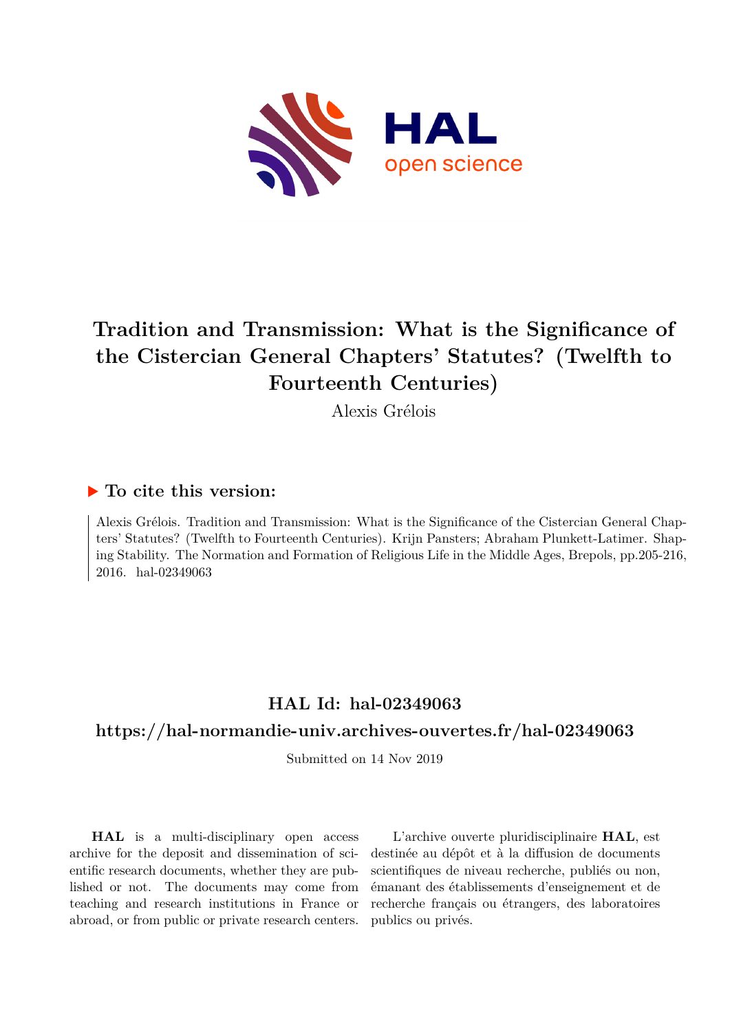# Tradition and Transmission: What is the Significance of the Cistercian General Chapters' Statutes? (Twelfth to Fourteenth Centuries)

Alexis Grélois

## ▶ To cite this version:

Alexis Grélois. Tradition and Transmission: What is the Significance of the Cistercian General Chapters' Statutes? (Twelfth to Fourteenth Centuries). Krijn Pansters; Abraham Plunkett-Latimer. Shaping Stability. The Normation and Formation of Religious Life in the Middle Ages, Brepols, pp.205-216, 2016. hal-02349063

## HAL Id: hal-02349063

## https://hal-normandie-univ.archives-ouvertes.fr/hal-02349063

Submitted on 14 Nov 2019

**HAL** is a multi-disciplinary open access archive for the deposit and dissemination of scientific research documents, whether they are published or not. The documents may come from teaching and research institutions in France or abroad, or from public or private research centers.

L'archive ouverte pluridisciplinaire **HAL**, est destinée au dépôt et à la diffusion de documents scientifiques de niveau recherche, publiés ou non, émanant des établissements d'enseignement et de recherche français ou étrangers, des laboratoires publics ou privés.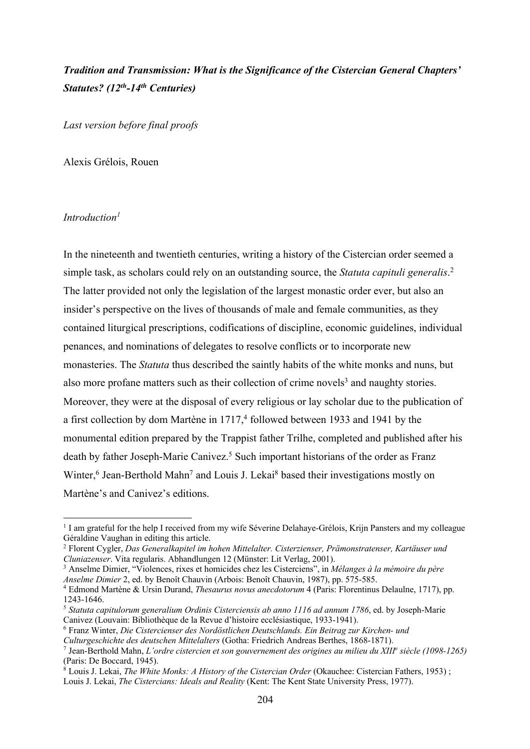***Tradition and Transmission: What is the Significance of the Cistercian General Chapters' Statutes? (12th-14th Centuries)***

*Last version before final proofs*

Alexis Grélois, Rouen

*Introduction*[1]

In the nineteenth and twentieth centuries, writing a history of the Cistercian order seemed a simple task, as scholars could rely on an outstanding source, the *Statuta capituli generalis*.[2] The latter provided not only the legislation of the largest monastic order ever, but also an insider's perspective on the lives of thousands of male and female communities, as they contained liturgical prescriptions, codifications of discipline, economic guidelines, individual penances, and nominations of delegates to resolve conflicts or to incorporate new monasteries. The *Statuta* thus described the saintly habits of the white monks and nuns, but also more profane matters such as their collection of crime novels[3] and naughty stories. Moreover, they were at the disposal of every religious or lay scholar due to the publication of a first collection by dom Martène in 1717,[4] followed between 1933 and 1941 by the monumental edition prepared by the Trappist father Trilhe, completed and published after his death by father Joseph-Marie Canivez.[5] Such important historians of the order as Franz Winter,[6] Jean-Berthold Mahn[7] and Louis J. Lekai[8] based their investigations mostly on Martène's and Canivez's editions.

---

[1] I am grateful for the help I received from my wife Séverine Delahaye-Grélois, Krijn Pansters and my colleague Géraldine Vaughan in editing this article.

[2] Florent Cygler, *Das Generalkapitel im hohen Mittelalter. Cisterzienser, Prämonstratenser, Kartäuser und Cluniazenser*. Vita regularis. Abhandlungen 12 (Münster: Lit Verlag, 2001).

[3] Anselme Dimier, "Violences, rixes et homicides chez les Cisterciens", in *Mélanges à la mémoire du père Anselme Dimier* 2, ed. by Benoît Chauvin (Arbois: Benoît Chauvin, 1987), pp. 575-585.

[4] Edmond Martène & Ursin Durand, *Thesaurus novus anecdotorum* 4 (Paris: Florentinus Delaulne, 1717), pp. 1243-1646.

[5] *Statuta capitulorum generalium Ordinis Cisterciensis ab anno 1116 ad annum 1786*, ed. by Joseph-Marie Canivez (Louvain: Bibliothèque de la Revue d'histoire ecclésiastique, 1933-1941).

[6] Franz Winter, *Die Cistercienser des Nordöstlichen Deutschlands. Ein Beitrag zur Kirchen- und Culturgeschichte des deutschen Mittelalters* (Gotha: Friedrich Andreas Berthes, 1868-1871).

[7] Jean-Berthold Mahn, *L'ordre cistercien et son gouvernement des origines au milieu du XIIIe siècle (1098-1265)* (Paris: De Boccard, 1945).

[8] Louis J. Lekai, *The White Monks: A History of the Cistercian Order* (Okauchee: Cistercian Fathers, 1953) ; Louis J. Lekai, *The Cistercians: Ideals and Reality* (Kent: The Kent State University Press, 1977).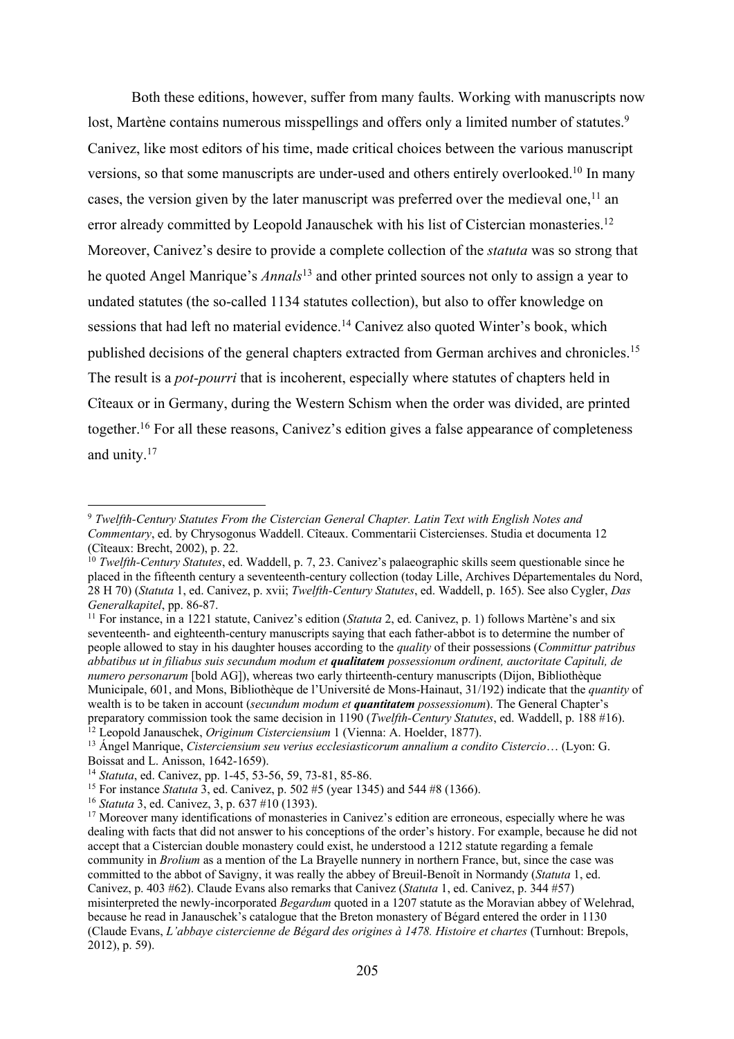Both these editions, however, suffer from many faults. Working with manuscripts now lost, Martène contains numerous misspellings and offers only a limited number of statutes.[9] Canivez, like most editors of his time, made critical choices between the various manuscript versions, so that some manuscripts are under-used and others entirely overlooked.[10] In many cases, the version given by the later manuscript was preferred over the medieval one,[11] an error already committed by Leopold Janauschek with his list of Cistercian monasteries.[12] Moreover, Canivez's desire to provide a complete collection of the *statuta* was so strong that he quoted Angel Manrique's *Annals*[13] and other printed sources not only to assign a year to undated statutes (the so-called 1134 statutes collection), but also to offer knowledge on sessions that had left no material evidence.[14] Canivez also quoted Winter's book, which published decisions of the general chapters extracted from German archives and chronicles.[15] The result is a *pot-pourri* that is incoherent, especially where statutes of chapters held in Cîteaux or in Germany, during the Western Schism when the order was divided, are printed together.[16] For all these reasons, Canivez's edition gives a false appearance of completeness and unity.[17]

---

[9] *Twelfth-Century Statutes From the Cistercian General Chapter. Latin Text with English Notes and Commentary*, ed. by Chrysogonus Waddell. Cîteaux. Commentarii Cistercienses. Studia et documenta 12 (Cîteaux: Brecht, 2002), p. 22.

[10] *Twelfth-Century Statutes*, ed. Waddell, p. 7, 23. Canivez's palaeographic skills seem questionable since he placed in the fifteenth century a seventeenth-century collection (today Lille, Archives Départementales du Nord, 28 H 70) (*Statuta* 1, ed. Canivez, p. xvii; *Twelfth-Century Statutes*, ed. Waddell, p. 165). See also Cygler, *Das Generalkapitel*, pp. 86-87.

[11] For instance, in a 1221 statute, Canivez's edition (*Statuta* 2, ed. Canivez, p. 1) follows Martène's and six seventeenth- and eighteenth-century manuscripts saying that each father-abbot is to determine the number of people allowed to stay in his daughter houses according to the *quality* of their possessions (*Committur patribus abbatibus ut in filiabus suis secundum modum et **qualitatem** possessionum ordinent, auctoritate Capituli, de numero personarum* [bold AG]), whereas two early thirteenth-century manuscripts (Dijon, Bibliothèque Municipale, 601, and Mons, Bibliothèque de l'Université de Mons-Hainaut, 31/192) indicate that the *quantity* of wealth is to be taken in account (*secundum modum et **quantitatem** possessionum*). The General Chapter's preparatory commission took the same decision in 1190 (*Twelfth-Century Statutes*, ed. Waddell, p. 188 #16).

[12] Leopold Janauschek, *Originum Cisterciensium* 1 (Vienna: A. Hoelder, 1877).

[13] Ángel Manrique, *Cisterciensium seu verius ecclesiasticorum annalium a condito Cistercio*… (Lyon: G. Boissat and L. Anisson, 1642-1659).

[14] *Statuta*, ed. Canivez, pp. 1-45, 53-56, 59, 73-81, 85-86.

[15] For instance *Statuta* 3, ed. Canivez, p. 502 #5 (year 1345) and 544 #8 (1366).

[16] *Statuta* 3, ed. Canivez, 3, p. 637 #10 (1393).

[17] Moreover many identifications of monasteries in Canivez's edition are erroneous, especially where he was dealing with facts that did not answer to his conceptions of the order's history. For example, because he did not accept that a Cistercian double monastery could exist, he understood a 1212 statute regarding a female community in *Brolium* as a mention of the La Brayelle nunnery in northern France, but, since the case was committed to the abbot of Savigny, it was really the abbey of Breuil-Benoît in Normandy (*Statuta* 1, ed. Canivez, p. 403 #62). Claude Evans also remarks that Canivez (*Statuta* 1, ed. Canivez, p. 344 #57) misinterpreted the newly-incorporated *Begardum* quoted in a 1207 statute as the Moravian abbey of Welehrad, because he read in Janauschek's catalogue that the Breton monastery of Bégard entered the order in 1130 (Claude Evans, *L'abbaye cistercienne de Bégard des origines à 1478. Histoire et chartes* (Turnhout: Brepols, 2012), p. 59).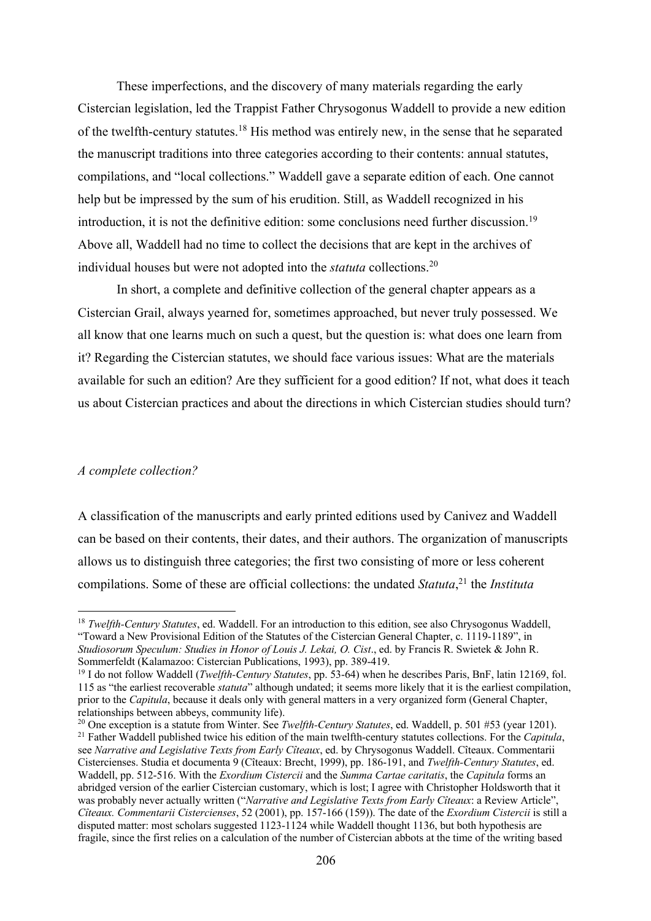These imperfections, and the discovery of many materials regarding the early Cistercian legislation, led the Trappist Father Chrysogonus Waddell to provide a new edition of the twelfth-century statutes.[18] His method was entirely new, in the sense that he separated the manuscript traditions into three categories according to their contents: annual statutes, compilations, and "local collections." Waddell gave a separate edition of each. One cannot help but be impressed by the sum of his erudition. Still, as Waddell recognized in his introduction, it is not the definitive edition: some conclusions need further discussion.[19] Above all, Waddell had no time to collect the decisions that are kept in the archives of individual houses but were not adopted into the *statuta* collections.[20]

In short, a complete and definitive collection of the general chapter appears as a Cistercian Grail, always yearned for, sometimes approached, but never truly possessed. We all know that one learns much on such a quest, but the question is: what does one learn from it? Regarding the Cistercian statutes, we should face various issues: What are the materials available for such an edition? Are they sufficient for a good edition? If not, what does it teach us about Cistercian practices and about the directions in which Cistercian studies should turn?

## *A complete collection?*

A classification of the manuscripts and early printed editions used by Canivez and Waddell can be based on their contents, their dates, and their authors. The organization of manuscripts allows us to distinguish three categories; the first two consisting of more or less coherent compilations. Some of these are official collections: the undated *Statuta*,[21] the *Instituta*

---

[18] *Twelfth-Century Statutes*, ed. Waddell. For an introduction to this edition, see also Chrysogonus Waddell, "Toward a New Provisional Edition of the Statutes of the Cistercian General Chapter, c. 1119-1189", in *Studiosorum Speculum: Studies in Honor of Louis J. Lekai, O. Cist*., ed. by Francis R. Swietek & John R. Sommerfeldt (Kalamazoo: Cistercian Publications, 1993), pp. 389-419.

[19] I do not follow Waddell (*Twelfth-Century Statutes*, pp. 53-64) when he describes Paris, BnF, latin 12169, fol. 115 as "the earliest recoverable *statuta*" although undated; it seems more likely that it is the earliest compilation, prior to the *Capitula*, because it deals only with general matters in a very organized form (General Chapter, relationships between abbeys, community life).

[20] One exception is a statute from Winter. See *Twelfth-Century Statutes*, ed. Waddell, p. 501 #53 (year 1201).

[21] Father Waddell published twice his edition of the main twelfth-century statutes collections. For the *Capitula*, see *Narrative and Legislative Texts from Early Cîteaux*, ed. by Chrysogonus Waddell. Cîteaux. Commentarii Cistercienses. Studia et documenta 9 (Cîteaux: Brecht, 1999), pp. 186-191, and *Twelfth-Century Statutes*, ed. Waddell, pp. 512-516. With the *Exordium Cistercii* and the *Summa Cartae caritatis*, the *Capitula* forms an abridged version of the earlier Cistercian customary, which is lost; I agree with Christopher Holdsworth that it was probably never actually written ("*Narrative and Legislative Texts from Early Cîteaux*: a Review Article", *Cîteaux. Commentarii Cistercienses*, 52 (2001), pp. 157-166 (159)). The date of the *Exordium Cistercii* is still a disputed matter: most scholars suggested 1123-1124 while Waddell thought 1136, but both hypothesis are fragile, since the first relies on a calculation of the number of Cistercian abbots at the time of the writing based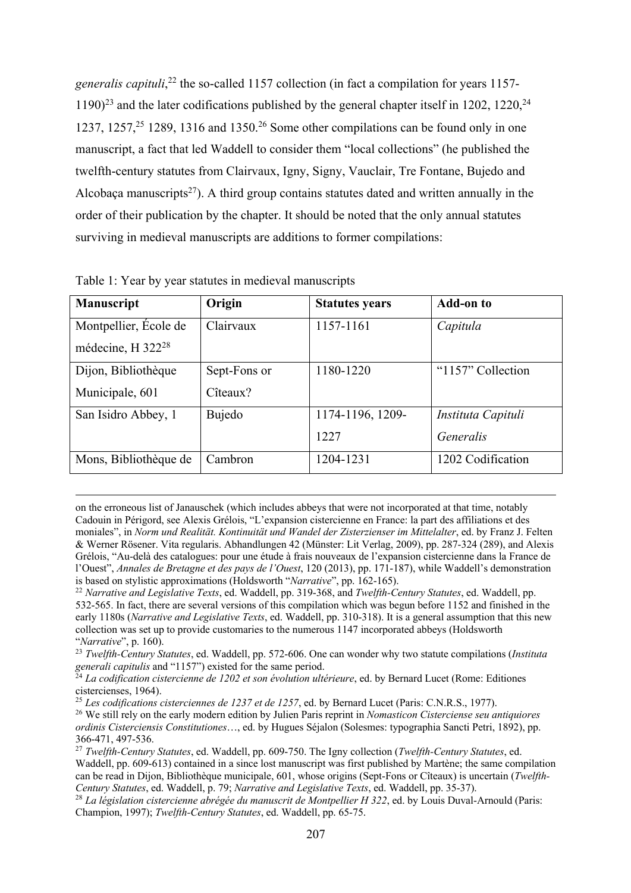*generalis capituli*,[22] the so-called 1157 collection (in fact a compilation for years 1157-1190)[23] and the later codifications published by the general chapter itself in 1202, 1220,[24] 1237, 1257,[25] 1289, 1316 and 1350.[26] Some other compilations can be found only in one manuscript, a fact that led Waddell to consider them "local collections" (he published the twelfth-century statutes from Clairvaux, Igny, Signy, Vauclair, Tre Fontane, Bujedo and Alcobaça manuscripts[27]). A third group contains statutes dated and written annually in the order of their publication by the chapter. It should be noted that the only annual statutes surviving in medieval manuscripts are additions to former compilations:

Table 1: Year by year statutes in medieval manuscripts

| Manuscript | Origin | Statutes years | Add-on to |
| --- | --- | --- | --- |
| Montpellier, École de médecine, H 322[28] | Clairvaux | 1157-1161 | *Capitula* |
| Dijon, Bibliothèque Municipale, 601 | Sept-Fons or Cîteaux? | 1180-1220 | "1157" Collection |
| San Isidro Abbey, 1 | Bujedo | 1174-1196, 1209-1227 | *Instituta Capituli Generalis* |
| Mons, Bibliothèque de | Cambron | 1204-1231 | 1202 Codification |

on the erroneous list of Janauschek (which includes abbeys that were not incorporated at that time, notably Cadouin in Périgord, see Alexis Grélois, "L'expansion cistercienne en France: la part des affiliations et des moniales", in *Norm und Realität. Kontinuität und Wandel der Zisterzienser im Mittelalter*, ed. by Franz J. Felten & Werner Rösener. Vita regularis. Abhandlungen 42 (Münster: Lit Verlag, 2009), pp. 287-324 (289), and Alexis Grélois, "Au-delà des catalogues: pour une étude à frais nouveaux de l'expansion cistercienne dans la France de l'Ouest", *Annales de Bretagne et des pays de l'Ouest*, 120 (2013), pp. 171-187), while Waddell's demonstration is based on stylistic approximations (Holdsworth "*Narrative*", pp. 162-165).

[22] *Narrative and Legislative Texts*, ed. Waddell, pp. 319-368, and *Twelfth-Century Statutes*, ed. Waddell, pp. 532-565. In fact, there are several versions of this compilation which was begun before 1152 and finished in the early 1180s (*Narrative and Legislative Texts*, ed. Waddell, pp. 310-318). It is a general assumption that this new collection was set up to provide customaries to the numerous 1147 incorporated abbeys (Holdsworth "*Narrative*", p. 160).

[23] *Twelfth-Century Statutes*, ed. Waddell, pp. 572-606. One can wonder why two statute compilations (*Instituta generali capitulis* and "1157") existed for the same period.

[24] *La codification cistercienne de 1202 et son évolution ultérieure*, ed. by Bernard Lucet (Rome: Editiones cistercienses, 1964).

[25] *Les codifications cisterciennes de 1237 et de 1257*, ed. by Bernard Lucet (Paris: C.N.R.S., 1977).

[26] We still rely on the early modern edition by Julien Paris reprint in *Nomasticon Cisterciense seu antiquiores ordinis Cisterciensis Constitutiones*…, ed. by Hugues Séjalon (Solesmes: typographia Sancti Petri, 1892), pp. 366-471, 497-536.

[27] *Twelfth-Century Statutes*, ed. Waddell, pp. 609-750. The Igny collection (*Twelfth-Century Statutes*, ed. Waddell, pp. 609-613) contained in a since lost manuscript was first published by Martène; the same compilation can be read in Dijon, Bibliothèque municipale, 601, whose origins (Sept-Fons or Cîteaux) is uncertain (*Twelfth-Century Statutes*, ed. Waddell, p. 79; *Narrative and Legislative Texts*, ed. Waddell, pp. 35-37).

[28] *La législation cistercienne abrégée du manuscrit de Montpellier H 322*, ed. by Louis Duval-Arnould (Paris: Champion, 1997); *Twelfth-Century Statutes*, ed. Waddell, pp. 65-75.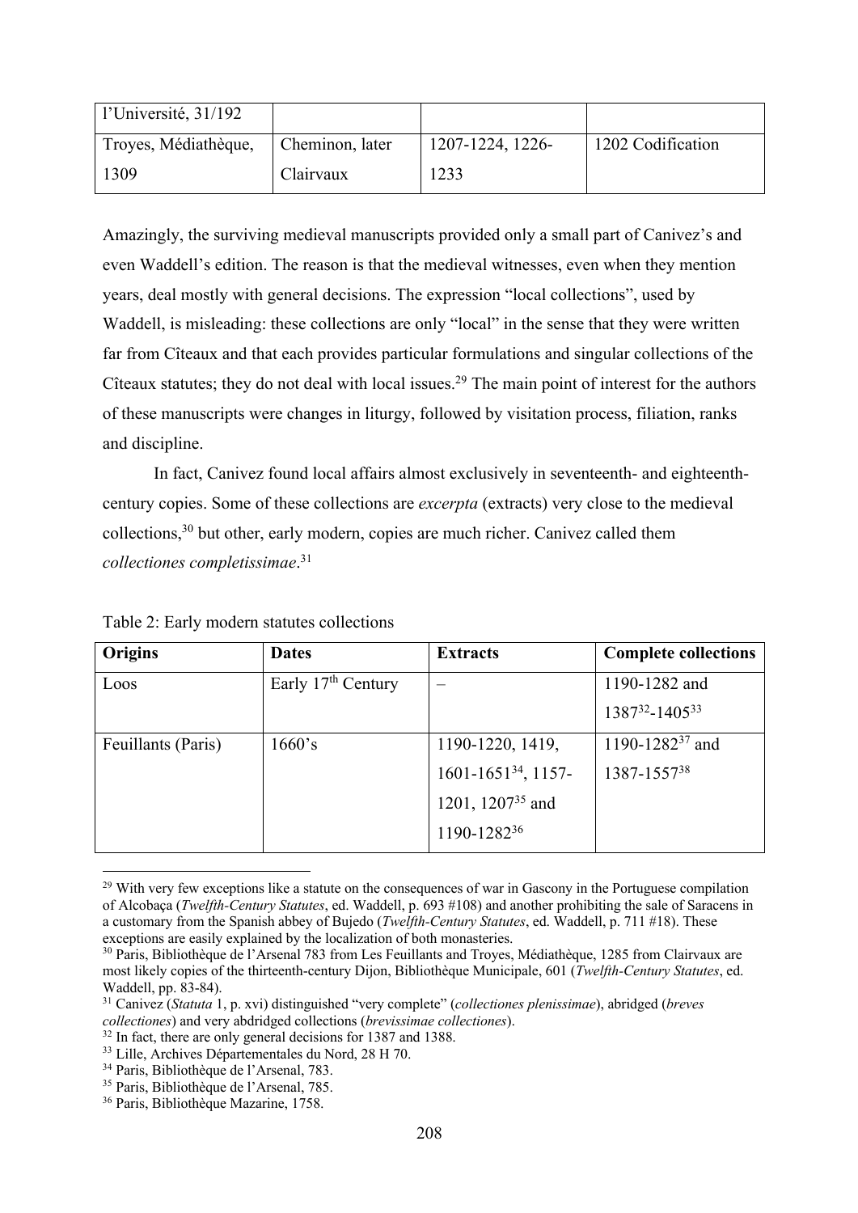| l'Université, 31/192 | | | |
|---|---|---|---|
| Troyes, Médiathèque, 1309 | Cheminon, later Clairvaux | 1207-1224, 1226-1233 | 1202 Codification |

Amazingly, the surviving medieval manuscripts provided only a small part of Canivez's and even Waddell's edition. The reason is that the medieval witnesses, even when they mention years, deal mostly with general decisions. The expression "local collections", used by Waddell, is misleading: these collections are only "local" in the sense that they were written far from Cîteaux and that each provides particular formulations and singular collections of the Cîteaux statutes; they do not deal with local issues.[29] The main point of interest for the authors of these manuscripts were changes in liturgy, followed by visitation process, filiation, ranks and discipline.

In fact, Canivez found local affairs almost exclusively in seventeenth- and eighteenth-century copies. Some of these collections are *excerpta* (extracts) very close to the medieval collections,[30] but other, early modern, copies are much richer. Canivez called them *collectiones completissimae*.[31]

Table 2: Early modern statutes collections

| Origins | Dates | Extracts | Complete collections |
|---|---|---|---|
| Loos | Early 17th Century | – | 1190-1282 and 1387[32]-1405[33] |
| Feuillants (Paris) | 1660's | 1190-1220, 1419, 1601-1651[34], 1157-1201, 1207[35] and 1190-1282[36] | 1190-1282[37] and 1387-1557[38] |

[29] With very few exceptions like a statute on the consequences of war in Gascony in the Portuguese compilation of Alcobaça (*Twelfth-Century Statutes*, ed. Waddell, p. 693 #108) and another prohibiting the sale of Saracens in a customary from the Spanish abbey of Bujedo (*Twelfth-Century Statutes*, ed. Waddell, p. 711 #18). These exceptions are easily explained by the localization of both monasteries.

[30] Paris, Bibliothèque de l'Arsenal 783 from Les Feuillants and Troyes, Médiathèque, 1285 from Clairvaux are most likely copies of the thirteenth-century Dijon, Bibliothèque Municipale, 601 (*Twelfth-Century Statutes*, ed. Waddell, pp. 83-84).

[31] Canivez (*Statuta* 1, p. xvi) distinguished "very complete" (*collectiones plenissimae*), abridged (*breves collectiones*) and very abdridged collections (*brevissimae collectiones*).

[32] In fact, there are only general decisions for 1387 and 1388.

[33] Lille, Archives Départementales du Nord, 28 H 70.

[34] Paris, Bibliothèque de l'Arsenal, 783.

[35] Paris, Bibliothèque de l'Arsenal, 785.

[36] Paris, Bibliothèque Mazarine, 1758.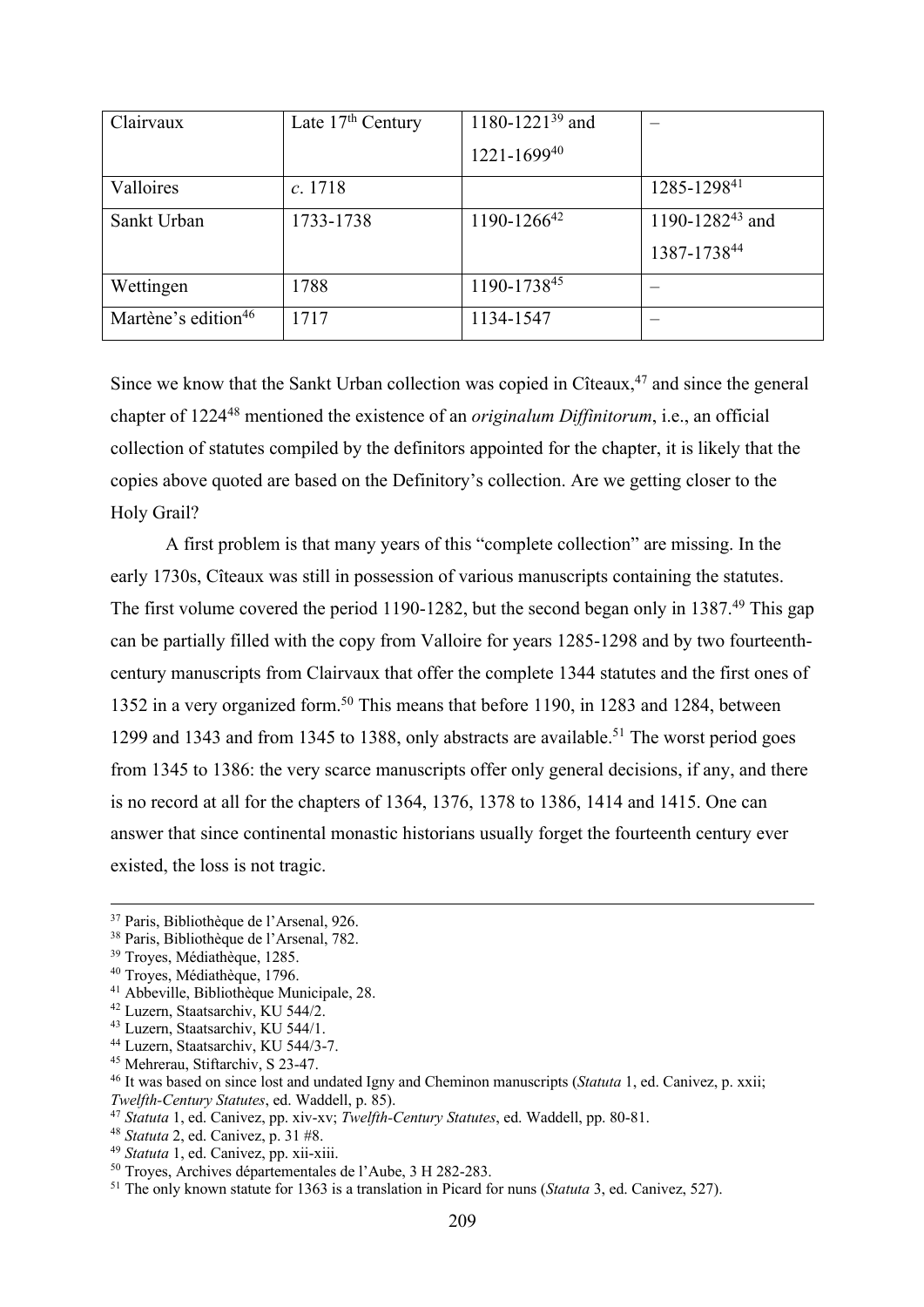| Clairvaux | Late 17th Century | 1180-1221[39] and 1221-1699[40] | – |
|---|---|---|---|
| Valloires | *c*. 1718 | | 1285-1298[41] |
| Sankt Urban | 1733-1738 | 1190-1266[42] | 1190-1282[43] and 1387-1738[44] |
| Wettingen | 1788 | 1190-1738[45] | – |
| Martène's edition[46] | 1717 | 1134-1547 | – |

Since we know that the Sankt Urban collection was copied in Cîteaux,[47] and since the general chapter of 1224[48] mentioned the existence of an *originalum Diffinitorum*, i.e., an official collection of statutes compiled by the definitors appointed for the chapter, it is likely that the copies above quoted are based on the Definitory's collection. Are we getting closer to the Holy Grail?

A first problem is that many years of this "complete collection" are missing. In the early 1730s, Cîteaux was still in possession of various manuscripts containing the statutes. The first volume covered the period 1190-1282, but the second began only in 1387.[49] This gap can be partially filled with the copy from Valloire for years 1285-1298 and by two fourteenth-century manuscripts from Clairvaux that offer the complete 1344 statutes and the first ones of 1352 in a very organized form.[50] This means that before 1190, in 1283 and 1284, between 1299 and 1343 and from 1345 to 1388, only abstracts are available.[51] The worst period goes from 1345 to 1386: the very scarce manuscripts offer only general decisions, if any, and there is no record at all for the chapters of 1364, 1376, 1378 to 1386, 1414 and 1415. One can answer that since continental monastic historians usually forget the fourteenth century ever existed, the loss is not tragic.

---

[37] Paris, Bibliothèque de l'Arsenal, 926.
[38] Paris, Bibliothèque de l'Arsenal, 782.
[39] Troyes, Médiathèque, 1285.
[40] Troyes, Médiathèque, 1796.
[41] Abbeville, Bibliothèque Municipale, 28.
[42] Luzern, Staatsarchiv, KU 544/2.
[43] Luzern, Staatsarchiv, KU 544/1.
[44] Luzern, Staatsarchiv, KU 544/3-7.
[45] Mehrerau, Stiftarchiv, S 23-47.
[46] It was based on since lost and undated Igny and Cheminon manuscripts (*Statuta* 1, ed. Canivez, p. xxii; *Twelfth-Century Statutes*, ed. Waddell, p. 85).
[47] *Statuta* 1, ed. Canivez, pp. xiv-xv; *Twelfth-Century Statutes*, ed. Waddell, pp. 80-81.
[48] *Statuta* 2, ed. Canivez, p. 31 #8.
[49] *Statuta* 1, ed. Canivez, pp. xii-xiii.
[50] Troyes, Archives départementales de l'Aube, 3 H 282-283.
[51] The only known statute for 1363 is a translation in Picard for nuns (*Statuta* 3, ed. Canivez, 527).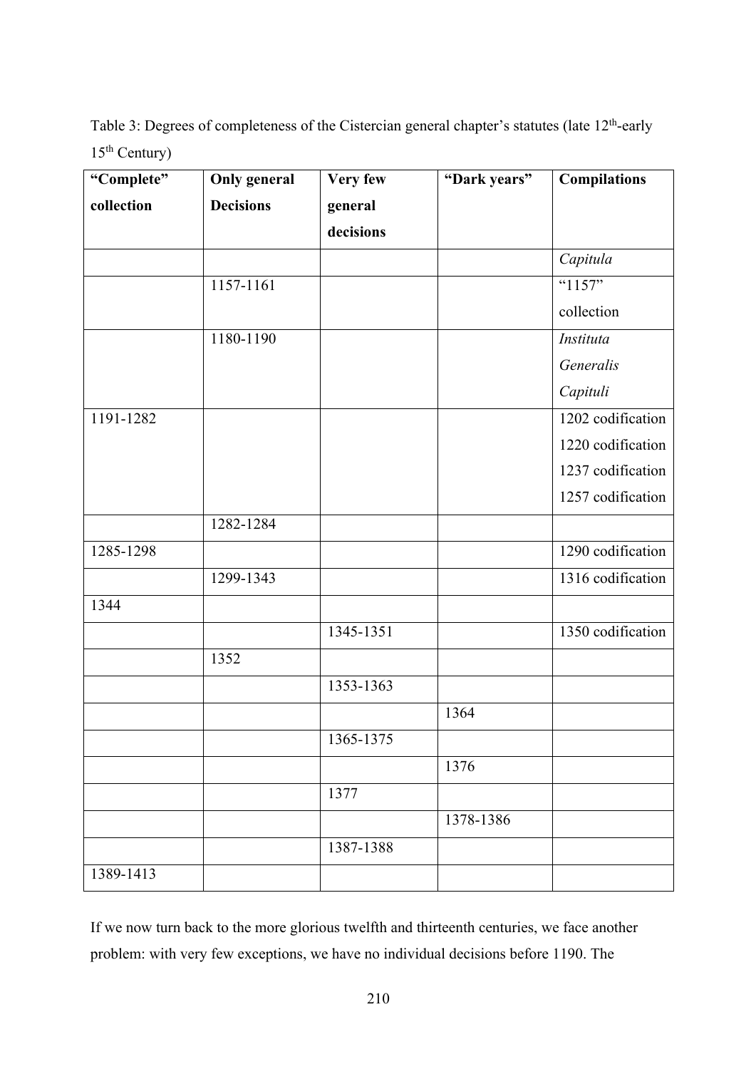Table 3: Degrees of completeness of the Cistercian general chapter's statutes (late 12th-early 15th Century)

| **"Complete" collection** | **Only general Decisions** | **Very few general decisions** | **"Dark years"** | **Compilations** |
|---|---|---|---|---|
| | | | | *Capitula* |
| | 1157-1161 | | | "1157" collection |
| | 1180-1190 | | | *Instituta Generalis Capituli* |
| 1191-1282 | | | | 1202 codification 1220 codification 1237 codification 1257 codification |
| | 1282-1284 | | | |
| 1285-1298 | | | | 1290 codification |
| | 1299-1343 | | | 1316 codification |
| 1344 | | | | |
| | | 1345-1351 | | 1350 codification |
| | 1352 | | | |
| | | 1353-1363 | | |
| | | | 1364 | |
| | | 1365-1375 | | |
| | | | 1376 | |
| | | 1377 | | |
| | | | 1378-1386 | |
| | | 1387-1388 | | |
| 1389-1413 | | | | |

If we now turn back to the more glorious twelfth and thirteenth centuries, we face another problem: with very few exceptions, we have no individual decisions before 1190. The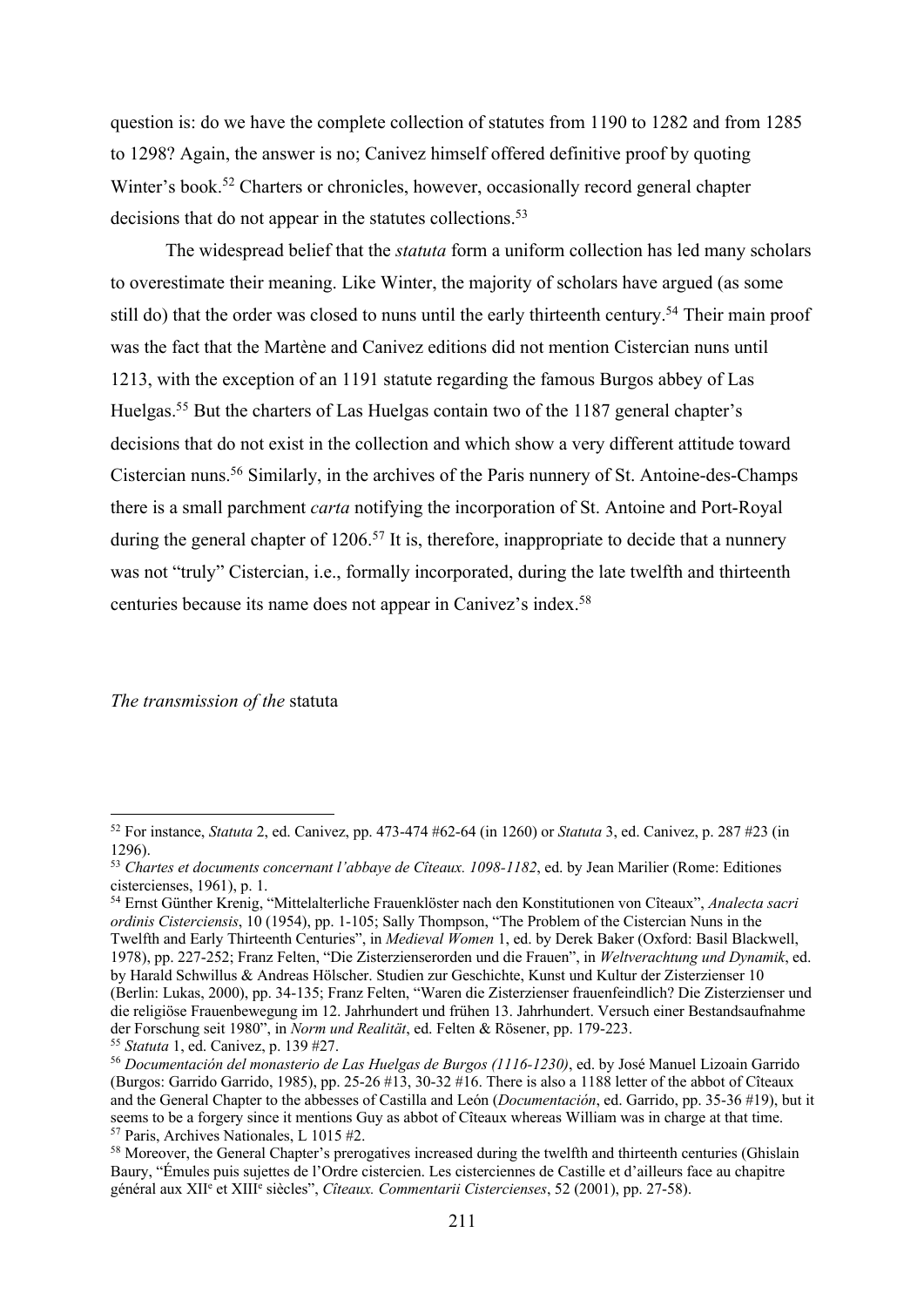question is: do we have the complete collection of statutes from 1190 to 1282 and from 1285 to 1298? Again, the answer is no; Canivez himself offered definitive proof by quoting Winter's book.[52] Charters or chronicles, however, occasionally record general chapter decisions that do not appear in the statutes collections.[53]

The widespread belief that the *statuta* form a uniform collection has led many scholars to overestimate their meaning. Like Winter, the majority of scholars have argued (as some still do) that the order was closed to nuns until the early thirteenth century.[54] Their main proof was the fact that the Martène and Canivez editions did not mention Cistercian nuns until 1213, with the exception of an 1191 statute regarding the famous Burgos abbey of Las Huelgas.[55] But the charters of Las Huelgas contain two of the 1187 general chapter's decisions that do not exist in the collection and which show a very different attitude toward Cistercian nuns.[56] Similarly, in the archives of the Paris nunnery of St. Antoine-des-Champs there is a small parchment *carta* notifying the incorporation of St. Antoine and Port-Royal during the general chapter of 1206.[57] It is, therefore, inappropriate to decide that a nunnery was not "truly" Cistercian, i.e., formally incorporated, during the late twelfth and thirteenth centuries because its name does not appear in Canivez's index.[58]

## *The transmission of the* statuta

---

[52] For instance, *Statuta* 2, ed. Canivez, pp. 473-474 #62-64 (in 1260) or *Statuta* 3, ed. Canivez, p. 287 #23 (in 1296).

[53] *Chartes et documents concernant l'abbaye de Cîteaux. 1098-1182*, ed. by Jean Marilier (Rome: Editiones cistercienses, 1961), p. 1.

[54] Ernst Günther Krenig, "Mittelalterliche Frauenklöster nach den Konstitutionen von Cîteaux", *Analecta sacri ordinis Cisterciensis*, 10 (1954), pp. 1-105; Sally Thompson, "The Problem of the Cistercian Nuns in the Twelfth and Early Thirteenth Centuries", in *Medieval Women* 1, ed. by Derek Baker (Oxford: Basil Blackwell, 1978), pp. 227-252; Franz Felten, "Die Zisterzienserorden und die Frauen", in *Weltverachtung und Dynamik*, ed. by Harald Schwillus & Andreas Hölscher. Studien zur Geschichte, Kunst und Kultur der Zisterzienser 10 (Berlin: Lukas, 2000), pp. 34-135; Franz Felten, "Waren die Zisterzienser frauenfeindlich? Die Zisterzienser und die religiöse Frauenbewegung im 12. Jahrhundert und frühen 13. Jahrhundert. Versuch einer Bestandsaufnahme der Forschung seit 1980", in *Norm und Realität*, ed. Felten & Rösener, pp. 179-223.

[55] *Statuta* 1, ed. Canivez, p. 139 #27.

[56] *Documentación del monasterio de Las Huelgas de Burgos (1116-1230)*, ed. by José Manuel Lizoain Garrido (Burgos: Garrido Garrido, 1985), pp. 25-26 #13, 30-32 #16. There is also a 1188 letter of the abbot of Cîteaux and the General Chapter to the abbesses of Castilla and León (*Documentación*, ed. Garrido, pp. 35-36 #19), but it seems to be a forgery since it mentions Guy as abbot of Cîteaux whereas William was in charge at that time.

[57] Paris, Archives Nationales, L 1015 #2.

[58] Moreover, the General Chapter's prerogatives increased during the twelfth and thirteenth centuries (Ghislain Baury, "Émules puis sujettes de l'Ordre cistercien. Les cisterciennes de Castille et d'ailleurs face au chapitre général aux XII[e] et XIII[e] siècles", *Cîteaux. Commentarii Cistercienses*, 52 (2001), pp. 27-58).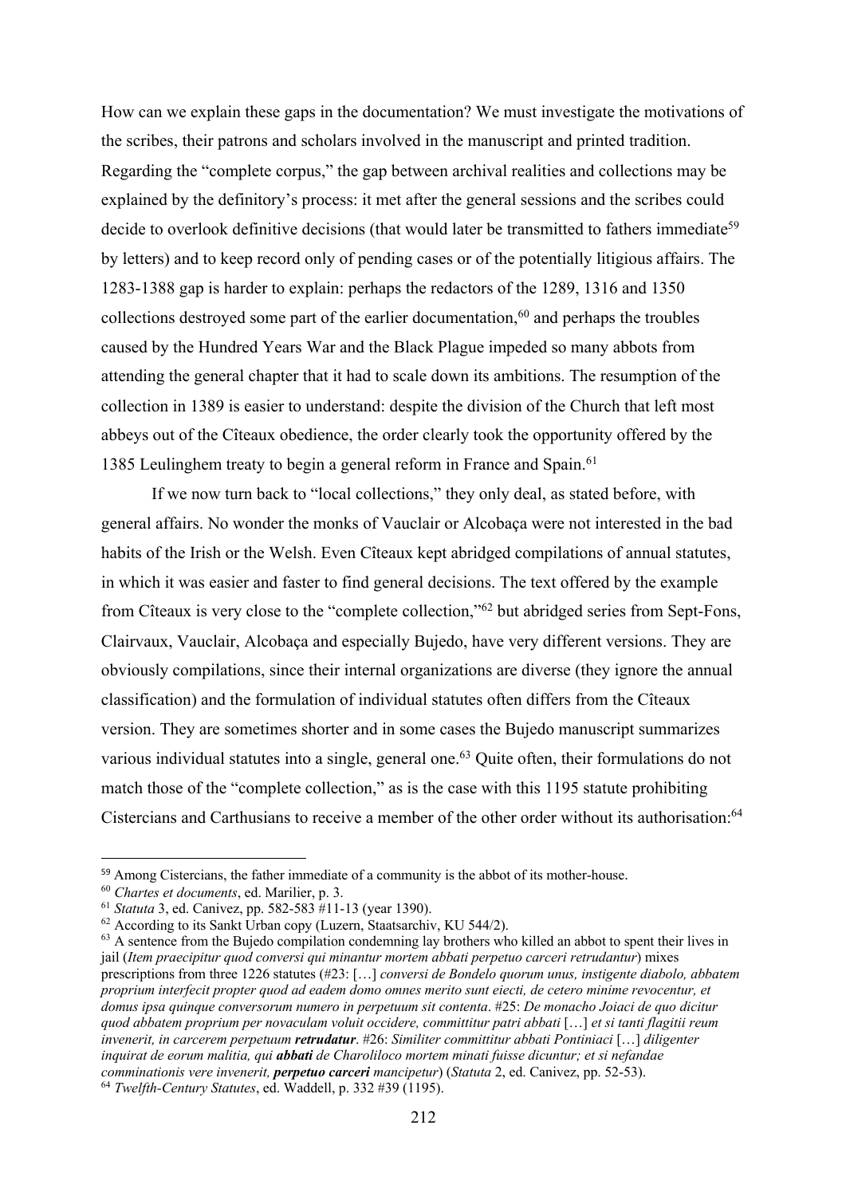How can we explain these gaps in the documentation? We must investigate the motivations of the scribes, their patrons and scholars involved in the manuscript and printed tradition. Regarding the "complete corpus," the gap between archival realities and collections may be explained by the definitory's process: it met after the general sessions and the scribes could decide to overlook definitive decisions (that would later be transmitted to fathers immediate[59] by letters) and to keep record only of pending cases or of the potentially litigious affairs. The 1283-1388 gap is harder to explain: perhaps the redactors of the 1289, 1316 and 1350 collections destroyed some part of the earlier documentation,[60] and perhaps the troubles caused by the Hundred Years War and the Black Plague impeded so many abbots from attending the general chapter that it had to scale down its ambitions. The resumption of the collection in 1389 is easier to understand: despite the division of the Church that left most abbeys out of the Cîteaux obedience, the order clearly took the opportunity offered by the 1385 Leulinghem treaty to begin a general reform in France and Spain.[61]

If we now turn back to "local collections," they only deal, as stated before, with general affairs. No wonder the monks of Vauclair or Alcobaça were not interested in the bad habits of the Irish or the Welsh. Even Cîteaux kept abridged compilations of annual statutes, in which it was easier and faster to find general decisions. The text offered by the example from Cîteaux is very close to the "complete collection,"[62] but abridged series from Sept-Fons, Clairvaux, Vauclair, Alcobaça and especially Bujedo, have very different versions. They are obviously compilations, since their internal organizations are diverse (they ignore the annual classification) and the formulation of individual statutes often differs from the Cîteaux version. They are sometimes shorter and in some cases the Bujedo manuscript summarizes various individual statutes into a single, general one.[63] Quite often, their formulations do not match those of the "complete collection," as is the case with this 1195 statute prohibiting Cistercians and Carthusians to receive a member of the other order without its authorisation:[64]

---

[59] Among Cistercians, the father immediate of a community is the abbot of its mother-house.

[60] *Chartes et documents*, ed. Marilier, p. 3.

[61] *Statuta* 3, ed. Canivez, pp. 582-583 #11-13 (year 1390).

[62] According to its Sankt Urban copy (Luzern, Staatsarchiv, KU 544/2).

[63] A sentence from the Bujedo compilation condemning lay brothers who killed an abbot to spent their lives in jail (*Item praecipitur quod conversi qui minantur mortem abbati perpetuo carceri retrudantur*) mixes prescriptions from three 1226 statutes (#23: […] *conversi de Bondelo quorum unus, instigente diabolo, abbatem proprium interfecit propter quod ad eadem domo omnes merito sunt eiecti, de cetero minime revocentur, et domus ipsa quinque conversorum numero in perpetuum sit contenta*. #25: *De monacho Joiaci de quo dicitur quod abbatem proprium per novaculam voluit occidere, committitur patri abbati* […] *et si tanti flagitii reum invenerit, in carcerem perpetuum* ***retrudatur***. #26: *Similiter committitur abbati Pontiniaci* […] *diligenter inquirat de eorum malitia, qui* ***abbati*** *de Charoliloco mortem minati fuisse dicuntur; et si nefandae comminationis vere invenerit,* ***perpetuo carceri*** *mancipetur*) (*Statuta* 2, ed. Canivez, pp. 52-53).

[64] *Twelfth-Century Statutes*, ed. Waddell, p. 332 #39 (1195).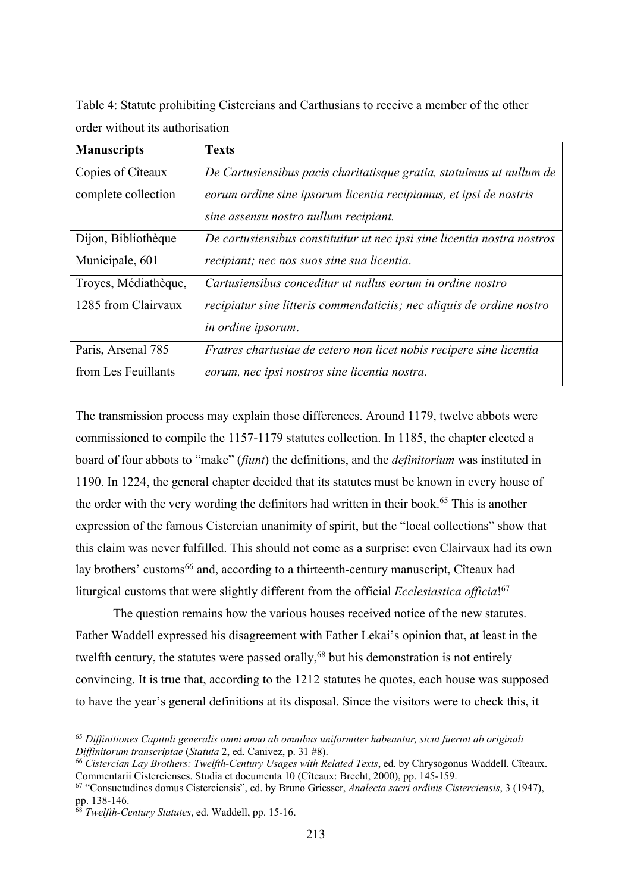Table 4: Statute prohibiting Cistercians and Carthusians to receive a member of the other order without its authorisation

| Manuscripts | Texts |
| --- | --- |
| Copies of Cîteaux complete collection | *De Cartusiensibus pacis charitatisque gratia, statuimus ut nullum de eorum ordine sine ipsorum licentia recipiamus, et ipsi de nostris sine assensu nostro nullum recipiant.* |
| Dijon, Bibliothèque Municipale, 601 | *De cartusiensibus constituitur ut nec ipsi sine licentia nostra nostros recipiant; nec nos suos sine sua licentia*. |
| Troyes, Médiathèque, 1285 from Clairvaux | *Cartusiensibus conceditur ut nullus eorum in ordine nostro recipiatur sine litteris commendaticiis; nec aliquis de ordine nostro in ordine ipsorum*. |
| Paris, Arsenal 785 from Les Feuillants | *Fratres chartusiae de cetero non licet nobis recipere sine licentia eorum, nec ipsi nostros sine licentia nostra.* |

The transmission process may explain those differences. Around 1179, twelve abbots were commissioned to compile the 1157-1179 statutes collection. In 1185, the chapter elected a board of four abbots to "make" (*fiunt*) the definitions, and the *definitorium* was instituted in 1190. In 1224, the general chapter decided that its statutes must be known in every house of the order with the very wording the definitors had written in their book.[65] This is another expression of the famous Cistercian unanimity of spirit, but the "local collections" show that this claim was never fulfilled. This should not come as a surprise: even Clairvaux had its own lay brothers' customs[66] and, according to a thirteenth-century manuscript, Cîteaux had liturgical customs that were slightly different from the official *Ecclesiastica officia*![67]

The question remains how the various houses received notice of the new statutes. Father Waddell expressed his disagreement with Father Lekai's opinion that, at least in the twelfth century, the statutes were passed orally,[68] but his demonstration is not entirely convincing. It is true that, according to the 1212 statutes he quotes, each house was supposed to have the year's general definitions at its disposal. Since the visitors were to check this, it

[65] *Diffinitiones Capituli generalis omni anno ab omnibus uniformiter habeantur, sicut fuerint ab originali Diffinitorum transcriptae* (*Statuta* 2, ed. Canivez, p. 31 #8).

[66] *Cistercian Lay Brothers: Twelfth-Century Usages with Related Texts*, ed. by Chrysogonus Waddell. Cîteaux. Commentarii Cistercienses. Studia et documenta 10 (Cîteaux: Brecht, 2000), pp. 145-159.

[67] "Consuetudines domus Cisterciensis", ed. by Bruno Griesser, *Analecta sacri ordinis Cisterciensis*, 3 (1947), pp. 138-146.

[68] *Twelfth-Century Statutes*, ed. Waddell, pp. 15-16.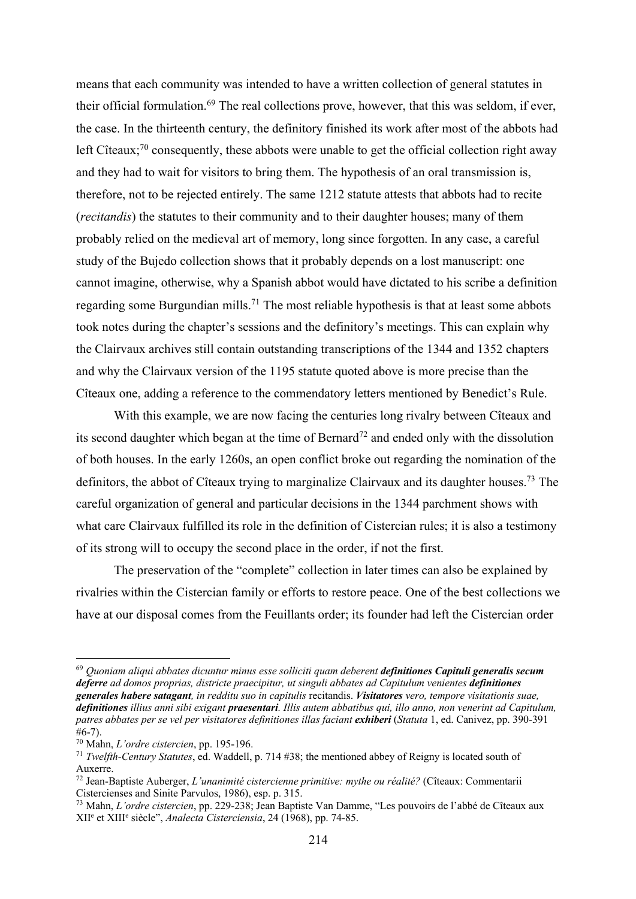means that each community was intended to have a written collection of general statutes in their official formulation.[69] The real collections prove, however, that this was seldom, if ever, the case. In the thirteenth century, the definitory finished its work after most of the abbots had left Cîteaux;[70] consequently, these abbots were unable to get the official collection right away and they had to wait for visitors to bring them. The hypothesis of an oral transmission is, therefore, not to be rejected entirely. The same 1212 statute attests that abbots had to recite (*recitandis*) the statutes to their community and to their daughter houses; many of them probably relied on the medieval art of memory, long since forgotten. In any case, a careful study of the Bujedo collection shows that it probably depends on a lost manuscript: one cannot imagine, otherwise, why a Spanish abbot would have dictated to his scribe a definition regarding some Burgundian mills.[71] The most reliable hypothesis is that at least some abbots took notes during the chapter's sessions and the definitory's meetings. This can explain why the Clairvaux archives still contain outstanding transcriptions of the 1344 and 1352 chapters and why the Clairvaux version of the 1195 statute quoted above is more precise than the Cîteaux one, adding a reference to the commendatory letters mentioned by Benedict's Rule.

With this example, we are now facing the centuries long rivalry between Cîteaux and its second daughter which began at the time of Bernard[72] and ended only with the dissolution of both houses. In the early 1260s, an open conflict broke out regarding the nomination of the definitors, the abbot of Cîteaux trying to marginalize Clairvaux and its daughter houses.[73] The careful organization of general and particular decisions in the 1344 parchment shows with what care Clairvaux fulfilled its role in the definition of Cistercian rules; it is also a testimony of its strong will to occupy the second place in the order, if not the first.

The preservation of the "complete" collection in later times can also be explained by rivalries within the Cistercian family or efforts to restore peace. One of the best collections we have at our disposal comes from the Feuillants order; its founder had left the Cistercian order

---

[69] *Quoniam aliqui abbates dicuntur minus esse solliciti quam deberent* ***definitiones Capituli generalis secum deferre*** *ad domos proprias, districte praecipitur, ut singuli abbates ad Capitulum venientes* ***definitiones generales habere satagant****, in redditu suo in capitulis* recitandis. ***Visitatores*** *vero, tempore visitationis suae,* ***definitiones*** *illius anni sibi exigant* ***praesentari****. Illis autem abbatibus qui, illo anno, non venerint ad Capitulum, patres abbates per se vel per visitatores definitiones illas faciant* ***exhiberi*** (*Statuta* 1, ed. Canivez, pp. 390-391 #6-7).

[70] Mahn, *L'ordre cistercien*, pp. 195-196.

[71] *Twelfth-Century Statutes*, ed. Waddell, p. 714 #38; the mentioned abbey of Reigny is located south of Auxerre.

[72] Jean-Baptiste Auberger, *L'unanimité cistercienne primitive: mythe ou réalité?* (Cîteaux: Commentarii Cistercienses and Sinite Parvulos, 1986), esp. p. 315.

[73] Mahn, *L'ordre cistercien*, pp. 229-238; Jean Baptiste Van Damme, "Les pouvoirs de l'abbé de Cîteaux aux XIIe et XIIIe siècle", *Analecta Cisterciensia*, 24 (1968), pp. 74-85.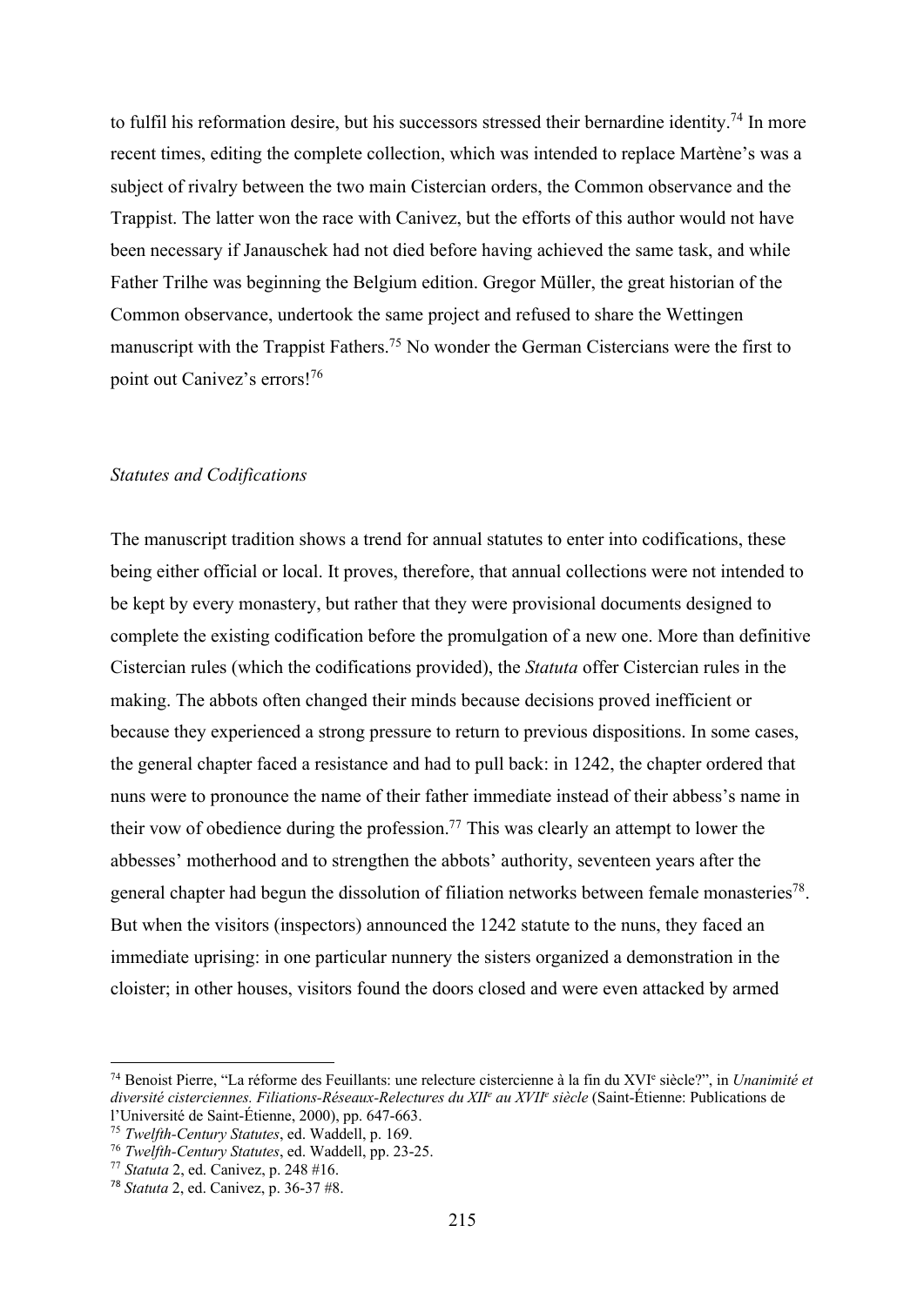to fulfil his reformation desire, but his successors stressed their bernardine identity.[74] In more recent times, editing the complete collection, which was intended to replace Martène's was a subject of rivalry between the two main Cistercian orders, the Common observance and the Trappist. The latter won the race with Canivez, but the efforts of this author would not have been necessary if Janauschek had not died before having achieved the same task, and while Father Trilhe was beginning the Belgium edition. Gregor Müller, the great historian of the Common observance, undertook the same project and refused to share the Wettingen manuscript with the Trappist Fathers.[75] No wonder the German Cistercians were the first to point out Canivez's errors![76]

### *Statutes and Codifications*

The manuscript tradition shows a trend for annual statutes to enter into codifications, these being either official or local. It proves, therefore, that annual collections were not intended to be kept by every monastery, but rather that they were provisional documents designed to complete the existing codification before the promulgation of a new one. More than definitive Cistercian rules (which the codifications provided), the *Statuta* offer Cistercian rules in the making. The abbots often changed their minds because decisions proved inefficient or because they experienced a strong pressure to return to previous dispositions. In some cases, the general chapter faced a resistance and had to pull back: in 1242, the chapter ordered that nuns were to pronounce the name of their father immediate instead of their abbess's name in their vow of obedience during the profession.[77] This was clearly an attempt to lower the abbesses' motherhood and to strengthen the abbots' authority, seventeen years after the general chapter had begun the dissolution of filiation networks between female monasteries[78]. But when the visitors (inspectors) announced the 1242 statute to the nuns, they faced an immediate uprising: in one particular nunnery the sisters organized a demonstration in the cloister; in other houses, visitors found the doors closed and were even attacked by armed

---

[74] Benoist Pierre, "La réforme des Feuillants: une relecture cistercienne à la fin du XVI[e] siècle?", in *Unanimité et diversité cisterciennes. Filiations-Réseaux-Relectures du XII[e] au XVII[e] siècle* (Saint-Étienne: Publications de l'Université de Saint-Étienne, 2000), pp. 647-663.

[75] *Twelfth-Century Statutes*, ed. Waddell, p. 169.

[76] *Twelfth-Century Statutes*, ed. Waddell, pp. 23-25.

[77] *Statuta* 2, ed. Canivez, p. 248 #16.

[78] *Statuta* 2, ed. Canivez, p. 36-37 #8.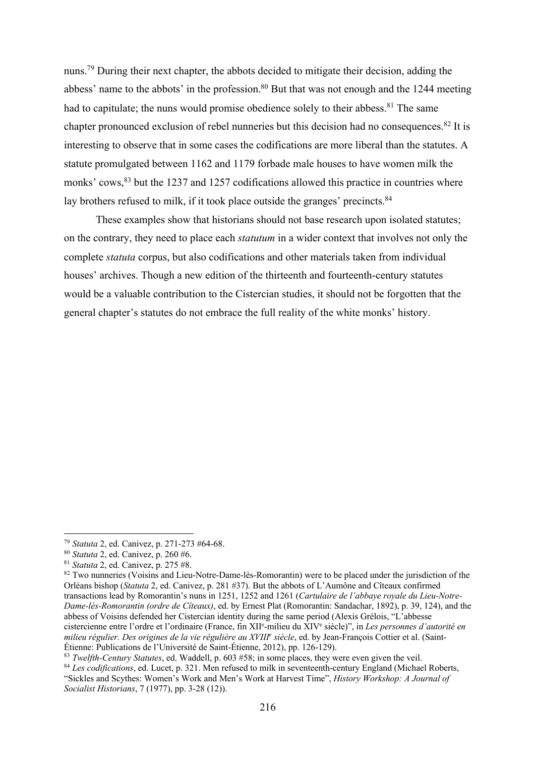nuns.[79] During their next chapter, the abbots decided to mitigate their decision, adding the abbess' name to the abbots' in the profession.[80] But that was not enough and the 1244 meeting had to capitulate; the nuns would promise obedience solely to their abbess.[81] The same chapter pronounced exclusion of rebel nunneries but this decision had no consequences.[82] It is interesting to observe that in some cases the codifications are more liberal than the statutes. A statute promulgated between 1162 and 1179 forbade male houses to have women milk the monks' cows,[83] but the 1237 and 1257 codifications allowed this practice in countries where lay brothers refused to milk, if it took place outside the granges' precincts.[84]

These examples show that historians should not base research upon isolated statutes; on the contrary, they need to place each *statutum* in a wider context that involves not only the complete *statuta* corpus, but also codifications and other materials taken from individual houses' archives. Though a new edition of the thirteenth and fourteenth-century statutes would be a valuable contribution to the Cistercian studies, it should not be forgotten that the general chapter's statutes do not embrace the full reality of the white monks' history.

---

[79] *Statuta* 2, ed. Canivez, p. 271-273 #64-68.

[80] *Statuta* 2, ed. Canivez, p. 260 #6.

[81] *Statuta* 2, ed. Canivez, p. 275 #8.

[82] Two nunneries (Voisins and Lieu-Notre-Dame-lès-Romorantin) were to be placed under the jurisdiction of the Orléans bishop (*Statuta* 2, ed. Canivez, p. 281 #37). But the abbots of L'Aumône and Cîteaux confirmed transactions lead by Romorantin's nuns in 1251, 1252 and 1261 (*Cartulaire de l'abbaye royale du Lieu-Notre-Dame-lès-Romorantin (ordre de Cîteaux)*, ed. by Ernest Plat (Romorantin: Sandachar, 1892), p. 39, 124), and the abbess of Voisins defended her Cistercian identity during the same period (Alexis Grélois, "L'abbesse cistercienne entre l'ordre et l'ordinaire (France, fin XIIe-milieu du XIVe siècle)", in *Les personnes d'autorité en milieu régulier. Des origines de la vie régulière au XVIIIe siècle*, ed. by Jean-François Cottier et al. (Saint-Étienne: Publications de l'Université de Saint-Étienne, 2012), pp. 126-129).

[83] *Twelfth-Century Statutes*, ed. Waddell, p. 603 #58; in some places, they were even given the veil.

[84] *Les codifications*, ed. Lucet, p. 321. Men refused to milk in seventeenth-century England (Michael Roberts, "Sickles and Scythes: Women's Work and Men's Work at Harvest Time", *History Workshop: A Journal of Socialist Historians*, 7 (1977), pp. 3-28 (12)).